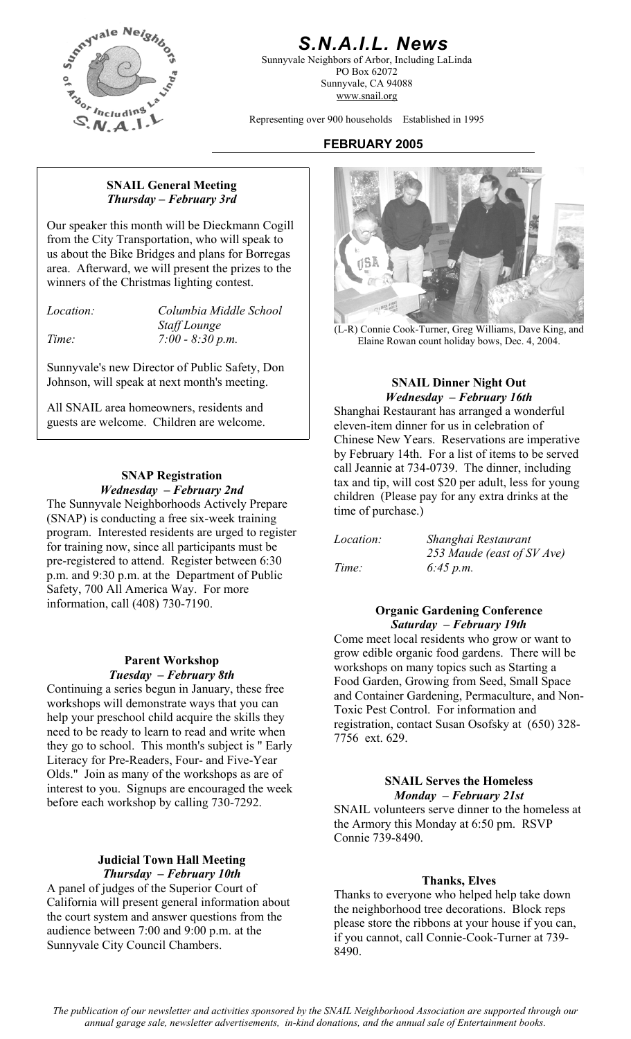# S.N.A.I.L. News

Sunnyvale Neighbors of Arbor, Including LaLinda
PO Box 62072
Sunnyvale, CA 94088
www.snail.org

Representing over 900 households Established in 1995

**FEBRUARY 2005**

### SNAIL General Meeting
***Thursday – February 3rd***

Our speaker this month will be Dieckmann Cogill from the City Transportation, who will speak to us about the Bike Bridges and plans for Borregas area. Afterward, we will present the prizes to the winners of the Christmas lighting contest.

*Location:* *Columbia Middle School Staff Lounge*
*Time:* *7:00 - 8:30 p.m.*

Sunnyvale's new Director of Public Safety, Don Johnson, will speak at next month's meeting.

All SNAIL area homeowners, residents and guests are welcome. Children are welcome.

### SNAP Registration
***Wednesday – February 2nd***

The Sunnyvale Neighborhoods Actively Prepare (SNAP) is conducting a free six-week training program. Interested residents are urged to register for training now, since all participants must be pre-registered to attend. Register between 6:30 p.m. and 9:30 p.m. at the Department of Public Safety, 700 All America Way. For more information, call (408) 730-7190.

### Parent Workshop
***Tuesday – February 8th***

Continuing a series begun in January, these free workshops will demonstrate ways that you can help your preschool child acquire the skills they need to be ready to learn to read and write when they go to school. This month's subject is " Early Literacy for Pre-Readers, Four- and Five-Year Olds." Join as many of the workshops as are of interest to you. Signups are encouraged the week before each workshop by calling 730-7292.

### Judicial Town Hall Meeting
***Thursday – February 10th***

A panel of judges of the Superior Court of California will present general information about the court system and answer questions from the audience between 7:00 and 9:00 p.m. at the Sunnyvale City Council Chambers.

(L-R) Connie Cook-Turner, Greg Williams, Dave King, and Elaine Rowan count holiday bows, Dec. 4, 2004.

### SNAIL Dinner Night Out
***Wednesday – February 16th***

Shanghai Restaurant has arranged a wonderful eleven-item dinner for us in celebration of Chinese New Years. Reservations are imperative by February 14th. For a list of items to be served call Jeannie at 734-0739. The dinner, including tax and tip, will cost $20 per adult, less for young children (Please pay for any extra drinks at the time of purchase.)

*Location:* *Shanghai Restaurant 253 Maude (east of SV Ave)*
*Time:* *6:45 p.m.*

### Organic Gardening Conference
***Saturday – February 19th***

Come meet local residents who grow or want to grow edible organic food gardens. There will be workshops on many topics such as Starting a Food Garden, Growing from Seed, Small Space and Container Gardening, Permaculture, and Non-Toxic Pest Control. For information and registration, contact Susan Osofsky at (650) 328-7756 ext. 629.

### SNAIL Serves the Homeless
***Monday – February 21st***

SNAIL volunteers serve dinner to the homeless at the Armory this Monday at 6:50 pm. RSVP Connie 739-8490.

### Thanks, Elves

Thanks to everyone who helped help take down the neighborhood tree decorations. Block reps please store the ribbons at your house if you can, if you cannot, call Connie-Cook-Turner at 739-8490.

*The publication of our newsletter and activities sponsored by the SNAIL Neighborhood Association are supported through our annual garage sale, newsletter advertisements, in-kind donations, and the annual sale of Entertainment books.*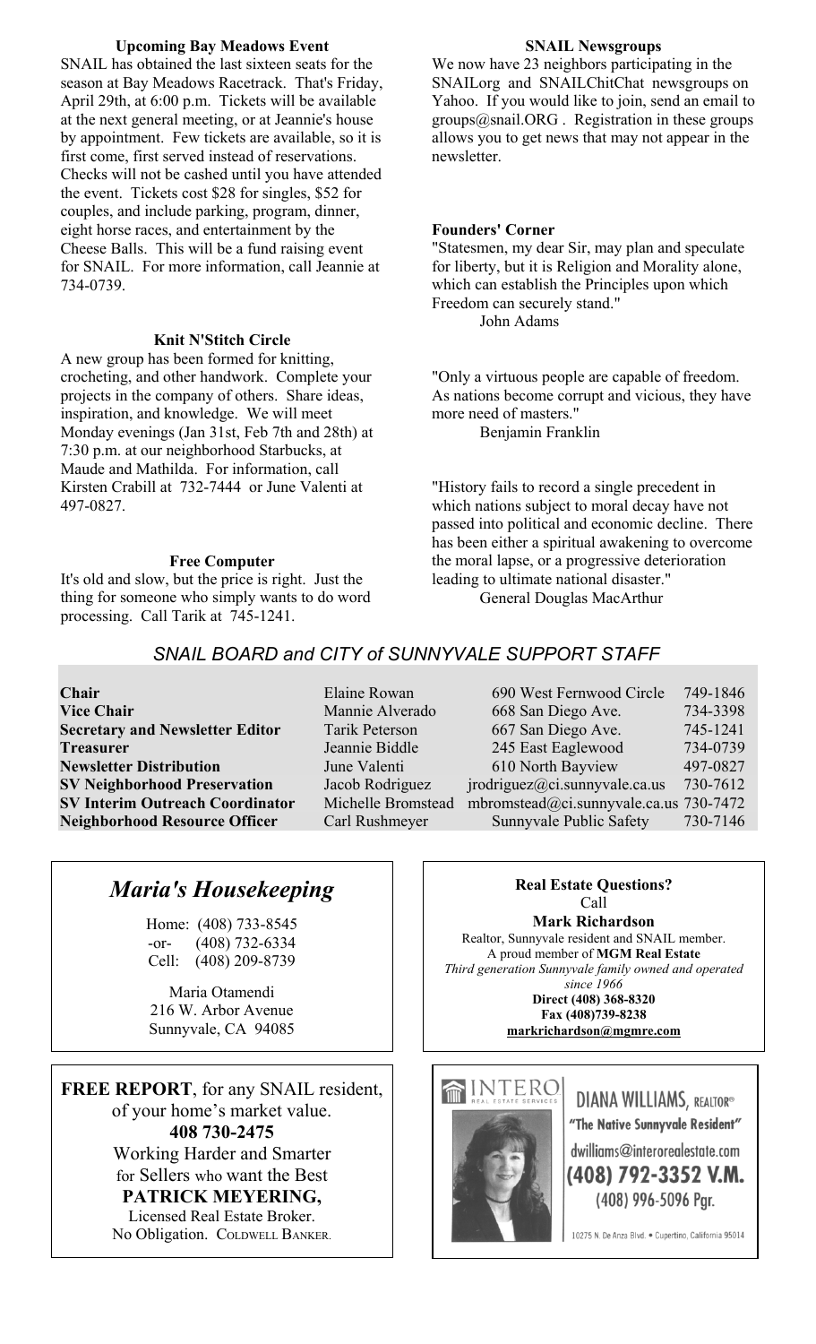### Upcoming Bay Meadows Event

SNAIL has obtained the last sixteen seats for the season at Bay Meadows Racetrack. That's Friday, April 29th, at 6:00 p.m. Tickets will be available at the next general meeting, or at Jeannie's house by appointment. Few tickets are available, so it is first come, first served instead of reservations. Checks will not be cashed until you have attended the event. Tickets cost $28 for singles, $52 for couples, and include parking, program, dinner, eight horse races, and entertainment by the Cheese Balls. This will be a fund raising event for SNAIL. For more information, call Jeannie at 734-0739.

### Knit N'Stitch Circle

A new group has been formed for knitting, crocheting, and other handwork. Complete your projects in the company of others. Share ideas, inspiration, and knowledge. We will meet Monday evenings (Jan 31st, Feb 7th and 28th) at 7:30 p.m. at our neighborhood Starbucks, at Maude and Mathilda. For information, call Kirsten Crabill at 732-7444 or June Valenti at 497-0827.

### Free Computer

It's old and slow, but the price is right. Just the thing for someone who simply wants to do word processing. Call Tarik at 745-1241.

### SNAIL Newsgroups

We now have 23 neighbors participating in the SNAILorg and SNAILChitChat newsgroups on Yahoo. If you would like to join, send an email to groups@snail.ORG . Registration in these groups allows you to get news that may not appear in the newsletter.

### Founders' Corner

"Statesmen, my dear Sir, may plan and speculate for liberty, but it is Religion and Morality alone, which can establish the Principles upon which Freedom can securely stand."
John Adams

"Only a virtuous people are capable of freedom. As nations become corrupt and vicious, they have more need of masters."
Benjamin Franklin

"History fails to record a single precedent in which nations subject to moral decay have not passed into political and economic decline. There has been either a spiritual awakening to overcome the moral lapse, or a progressive deterioration leading to ultimate national disaster."
General Douglas MacArthur

## *SNAIL BOARD and CITY of SUNNYVALE SUPPORT STAFF*

| | | | |
|---|---|---|---|
| **Chair** | Elaine Rowan | 690 West Fernwood Circle | 749-1846 |
| **Vice Chair** | Mannie Alverado | 668 San Diego Ave. | 734-3398 |
| **Secretary and Newsletter Editor** | Tarik Peterson | 667 San Diego Ave. | 745-1241 |
| **Treasurer** | Jeannie Biddle | 245 East Eaglewood | 734-0739 |
| **Newsletter Distribution** | June Valenti | 610 North Bayview | 497-0827 |
| **SV Neighborhood Preservation** | Jacob Rodriguez | jrodriguez@ci.sunnyvale.ca.us | 730-7612 |
| **SV Interim Outreach Coordinator** | Michelle Bromstead | mbromstead@ci.sunnyvale.ca.us | 730-7472 |
| **Neighborhood Resource Officer** | Carl Rushmeyer | Sunnyvale Public Safety | 730-7146 |

## *Maria's Housekeeping*

Home: (408) 733-8545
-or- (408) 732-6334
Cell: (408) 209-8739

Maria Otamendi
216 W. Arbor Avenue
Sunnyvale, CA 94085

**Real Estate Questions?**
Call
**Mark Richardson**
Realtor, Sunnyvale resident and SNAIL member.
A proud member of **MGM Real Estate**
*Third generation Sunnyvale family owned and operated since 1966*
**Direct (408) 368-8320**
**Fax (408)739-8238**
**markrichardson@mgmre.com**

**FREE REPORT**, for any SNAIL resident, of your home's market value.
**408 730-2475**
Working Harder and Smarter for Sellers who want the Best
**PATRICK MEYERING,**
Licensed Real Estate Broker.
No Obligation. COLDWELL BANKER.

INTERO REAL ESTATE SERVICES

DIANA WILLIAMS, REALTOR®
"The Native Sunnyvale Resident"
dwilliams@interorealestate.com
(408) 792-3352 V.M.
(408) 996-5096 Pgr.

10275 N. De Anza Blvd. • Cupertino, California 95014